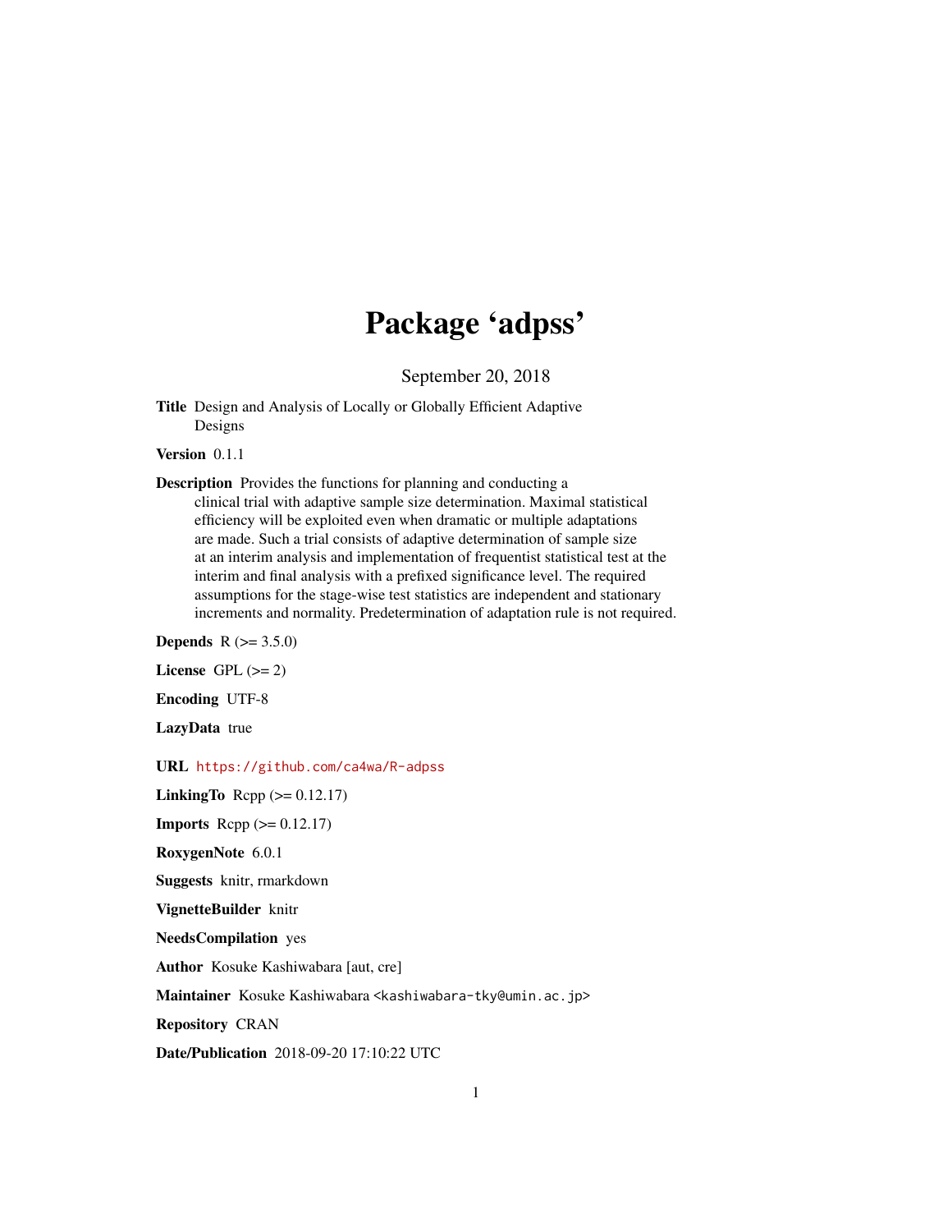# Package 'adpss'

September 20, 2018

**Title** Design and Analysis of Locally or Globally Efficient Adaptive Designs

**Version** 0.1.1

**Description** Provides the functions for planning and conducting a clinical trial with adaptive sample size determination. Maximal statistical efficiency will be exploited even when dramatic or multiple adaptations are made. Such a trial consists of adaptive determination of sample size at an interim analysis and implementation of frequentist statistical test at the interim and final analysis with a prefixed significance level. The required assumptions for the stage-wise test statistics are independent and stationary increments and normality. Predetermination of adaptation rule is not required.

**Depends** R (>= 3.5.0)

**License** GPL (>= 2)

**Encoding** UTF-8

**LazyData** true

**URL** https://github.com/ca4wa/R-adpss

**LinkingTo** Rcpp (>= 0.12.17)

**Imports** Rcpp (>= 0.12.17)

**RoxygenNote** 6.0.1

**Suggests** knitr, rmarkdown

**VignetteBuilder** knitr

**NeedsCompilation** yes

**Author** Kosuke Kashiwabara [aut, cre]

**Maintainer** Kosuke Kashiwabara <kashiwabara-tky@umin.ac.jp>

**Repository** CRAN

**Date/Publication** 2018-09-20 17:10:22 UTC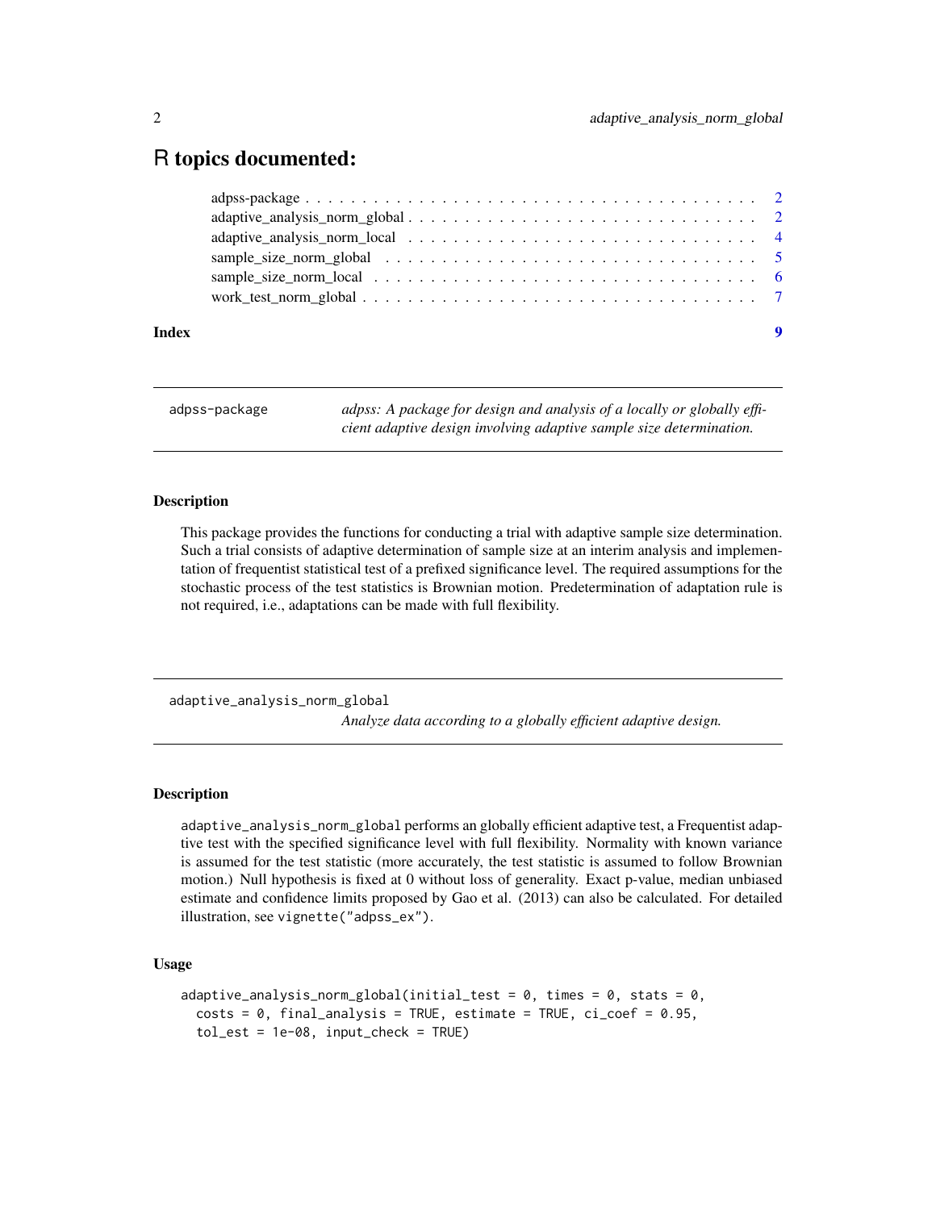# R topics documented:

adpss-package . . . . . . . . . . . . . . . . . . . . . . . . . . . . . . . . . . . . . . . . 2
adaptive_analysis_norm_global . . . . . . . . . . . . . . . . . . . . . . . . . . . . . . 2
adaptive_analysis_norm_local . . . . . . . . . . . . . . . . . . . . . . . . . . . . . . . 4
sample_size_norm_global . . . . . . . . . . . . . . . . . . . . . . . . . . . . . . . . . 5
sample_size_norm_local . . . . . . . . . . . . . . . . . . . . . . . . . . . . . . . . . . 6
work_test_norm_global . . . . . . . . . . . . . . . . . . . . . . . . . . . . . . . . . . 7

**Index** **9**

---

`adpss-package` *adpss: A package for design and analysis of a locally or globally efficient adaptive design involving adaptive sample size determination.*

---

### Description

This package provides the functions for conducting a trial with adaptive sample size determination. Such a trial consists of adaptive determination of sample size at an interim analysis and implementation of frequentist statistical test of a prefixed significance level. The required assumptions for the stochastic process of the test statistics is Brownian motion. Predetermination of adaptation rule is not required, i.e., adaptations can be made with full flexibility.

---

`adaptive_analysis_norm_global` *Analyze data according to a globally efficient adaptive design.*

---

### Description

`adaptive_analysis_norm_global` performs an globally efficient adaptive test, a Frequentist adaptive test with the specified significance level with full flexibility. Normality with known variance is assumed for the test statistic (more accurately, the test statistic is assumed to follow Brownian motion.) Null hypothesis is fixed at 0 without loss of generality. Exact p-value, median unbiased estimate and confidence limits proposed by Gao et al. (2013) can also be calculated. For detailed illustration, see `vignette("adpss_ex")`.

### Usage

```
adaptive_analysis_norm_global(initial_test = 0, times = 0, stats = 0,
  costs = 0, final_analysis = TRUE, estimate = TRUE, ci_coef = 0.95,
  tol_est = 1e-08, input_check = TRUE)
```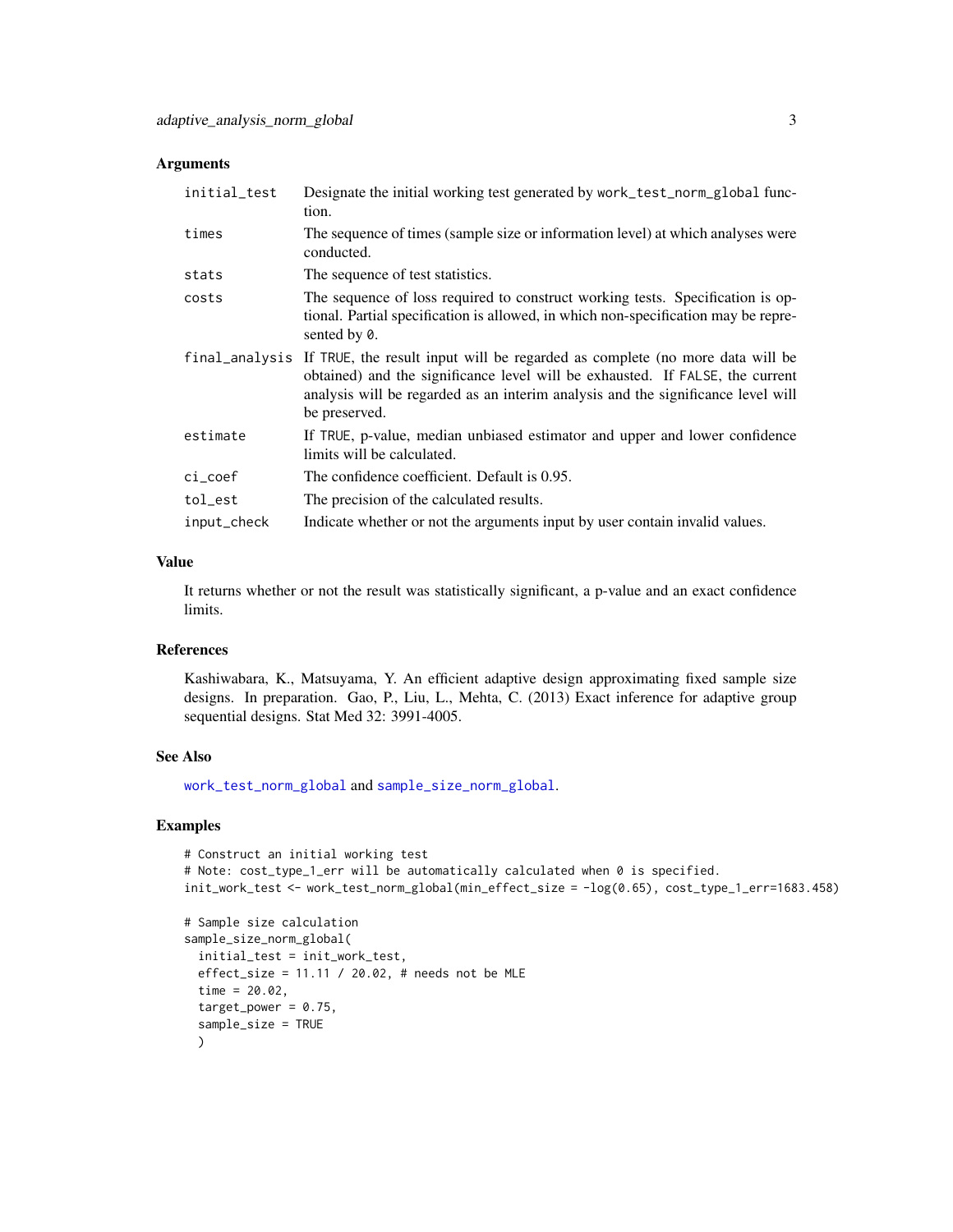### Arguments

| | |
|---|---|
| `initial_test` | Designate the initial working test generated by `work_test_norm_global` function. |
| `times` | The sequence of times (sample size or information level) at which analyses were conducted. |
| `stats` | The sequence of test statistics. |
| `costs` | The sequence of loss required to construct working tests. Specification is optional. Partial specification is allowed, in which non-specification may be represented by `0`. |
| `final_analysis` | If `TRUE`, the result input will be regarded as complete (no more data will be obtained) and the significance level will be exhausted. If `FALSE`, the current analysis will be regarded as an interim analysis and the significance level will be preserved. |
| `estimate` | If `TRUE`, p-value, median unbiased estimator and upper and lower confidence limits will be calculated. |
| `ci_coef` | The confidence coefficient. Default is 0.95. |
| `tol_est` | The precision of the calculated results. |
| `input_check` | Indicate whether or not the arguments input by user contain invalid values. |

### Value

It returns whether or not the result was statistically significant, a p-value and an exact confidence limits.

### References

Kashiwabara, K., Matsuyama, Y. An efficient adaptive design approximating fixed sample size designs. In preparation. Gao, P., Liu, L., Mehta, C. (2013) Exact inference for adaptive group sequential designs. Stat Med 32: 3991-4005.

### See Also

`work_test_norm_global` and `sample_size_norm_global`.

### Examples

```
# Construct an initial working test
# Note: cost_type_1_err will be automatically calculated when 0 is specified.
init_work_test <- work_test_norm_global(min_effect_size = -log(0.65), cost_type_1_err=1683.458)

# Sample size calculation
sample_size_norm_global(
  initial_test = init_work_test,
  effect_size = 11.11 / 20.02, # needs not be MLE
  time = 20.02,
  target_power = 0.75,
  sample_size = TRUE
  )
```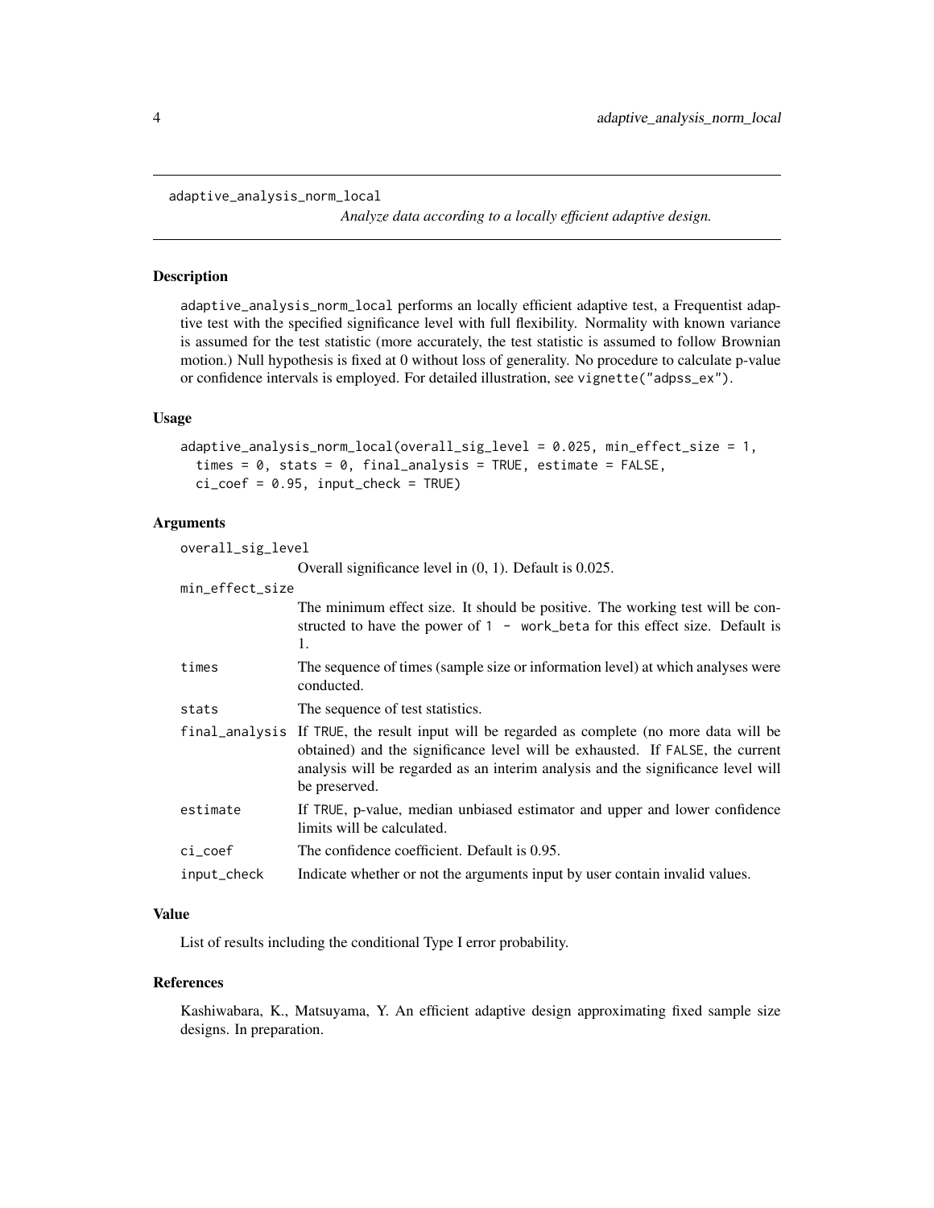## adaptive_analysis_norm_local

*Analyze data according to a locally efficient adaptive design.*

### Description

adaptive_analysis_norm_local performs an locally efficient adaptive test, a Frequentist adaptive test with the specified significance level with full flexibility. Normality with known variance is assumed for the test statistic (more accurately, the test statistic is assumed to follow Brownian motion.) Null hypothesis is fixed at 0 without loss of generality. No procedure to calculate p-value or confidence intervals is employed. For detailed illustration, see vignette("adpss_ex").

### Usage

```
adaptive_analysis_norm_local(overall_sig_level = 0.025, min_effect_size = 1,
  times = 0, stats = 0, final_analysis = TRUE, estimate = FALSE,
  ci_coef = 0.95, input_check = TRUE)
```

### Arguments

| | |
|---|---|
| overall_sig_level | Overall significance level in (0, 1). Default is 0.025. |
| min_effect_size | The minimum effect size. It should be positive. The working test will be constructed to have the power of 1 - work_beta for this effect size. Default is 1. |
| times | The sequence of times (sample size or information level) at which analyses were conducted. |
| stats | The sequence of test statistics. |
| final_analysis | If TRUE, the result input will be regarded as complete (no more data will be obtained) and the significance level will be exhausted. If FALSE, the current analysis will be regarded as an interim analysis and the significance level will be preserved. |
| estimate | If TRUE, p-value, median unbiased estimator and upper and lower confidence limits will be calculated. |
| ci_coef | The confidence coefficient. Default is 0.95. |
| input_check | Indicate whether or not the arguments input by user contain invalid values. |

### Value

List of results including the conditional Type I error probability.

### References

Kashiwabara, K., Matsuyama, Y. An efficient adaptive design approximating fixed sample size designs. In preparation.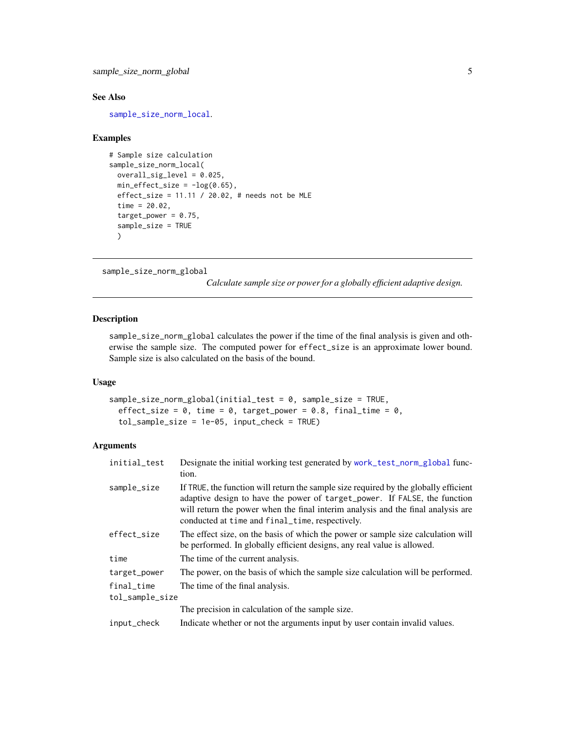### See Also

`sample_size_norm_local`.

### Examples

```
# Sample size calculation
sample_size_norm_local(
  overall_sig_level = 0.025,
  min_effect_size = -log(0.65),
  effect_size = 11.11 / 20.02, # needs not be MLE
  time = 20.02,
  target_power = 0.75,
  sample_size = TRUE
  )
```

---

## sample_size_norm_global

*Calculate sample size or power for a globally efficient adaptive design.*

---

### Description

`sample_size_norm_global` calculates the power if the time of the final analysis is given and otherwise the sample size. The computed power for `effect_size` is an approximate lower bound. Sample size is also calculated on the basis of the bound.

### Usage

```
sample_size_norm_global(initial_test = 0, sample_size = TRUE,
  effect_size = 0, time = 0, target_power = 0.8, final_time = 0,
  tol_sample_size = 1e-05, input_check = TRUE)
```

### Arguments

| | |
|---|---|
| `initial_test` | Designate the initial working test generated by `work_test_norm_global` function. |
| `sample_size` | If `TRUE`, the function will return the sample size required by the globally efficient adaptive design to have the power of `target_power`. If `FALSE`, the function will return the power when the final interim analysis and the final analysis are conducted at `time` and `final_time`, respectively. |
| `effect_size` | The effect size, on the basis of which the power or sample size calculation will be performed. In globally efficient designs, any real value is allowed. |
| `time` | The time of the current analysis. |
| `target_power` | The power, on the basis of which the sample size calculation will be performed. |
| `final_time` | The time of the final analysis. |
| `tol_sample_size` | The precision in calculation of the sample size. |
| `input_check` | Indicate whether or not the arguments input by user contain invalid values. |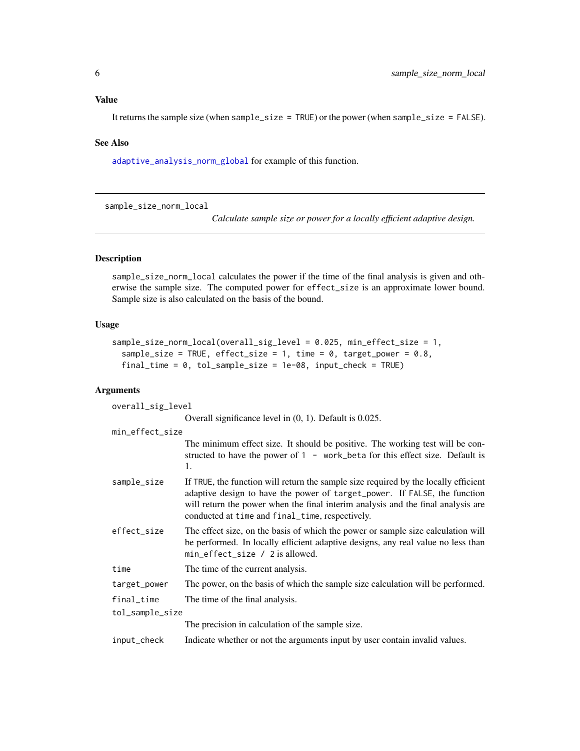### Value

It returns the sample size (when `sample_size = TRUE`) or the power (when `sample_size = FALSE`).

### See Also

`adaptive_analysis_norm_global` for example of this function.

---

## sample_size_norm_local

*Calculate sample size or power for a locally efficient adaptive design.*

---

### Description

`sample_size_norm_local` calculates the power if the time of the final analysis is given and otherwise the sample size. The computed power for `effect_size` is an approximate lower bound. Sample size is also calculated on the basis of the bound.

### Usage

```
sample_size_norm_local(overall_sig_level = 0.025, min_effect_size = 1,
  sample_size = TRUE, effect_size = 1, time = 0, target_power = 0.8,
  final_time = 0, tol_sample_size = 1e-08, input_check = TRUE)
```

### Arguments

| | |
|---|---|
| `overall_sig_level` | Overall significance level in (0, 1). Default is 0.025. |
| `min_effect_size` | The minimum effect size. It should be positive. The working test will be constructed to have the power of `1 - work_beta` for this effect size. Default is 1. |
| `sample_size` | If `TRUE`, the function will return the sample size required by the locally efficient adaptive design to have the power of `target_power`. If `FALSE`, the function will return the power when the final interim analysis and the final analysis are conducted at `time` and `final_time`, respectively. |
| `effect_size` | The effect size, on the basis of which the power or sample size calculation will be performed. In locally efficient adaptive designs, any real value no less than `min_effect_size / 2` is allowed. |
| `time` | The time of the current analysis. |
| `target_power` | The power, on the basis of which the sample size calculation will be performed. |
| `final_time` | The time of the final analysis. |
| `tol_sample_size` | The precision in calculation of the sample size. |
| `input_check` | Indicate whether or not the arguments input by user contain invalid values. |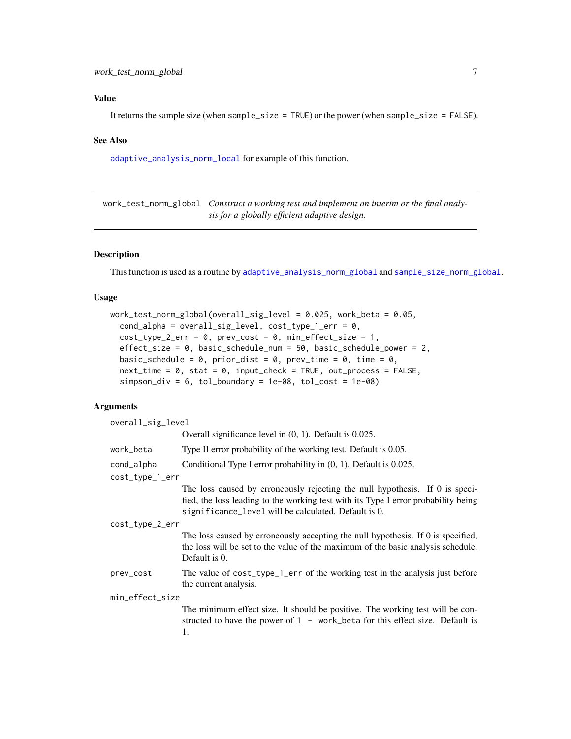## Value

It returns the sample size (when `sample_size = TRUE`) or the power (when `sample_size = FALSE`).

## See Also

`adaptive_analysis_norm_local` for example of this function.

---

`work_test_norm_global` *Construct a working test and implement an interim or the final analysis for a globally efficient adaptive design.*

---

## Description

This function is used as a routine by `adaptive_analysis_norm_global` and `sample_size_norm_global`.

## Usage

```
work_test_norm_global(overall_sig_level = 0.025, work_beta = 0.05,
  cond_alpha = overall_sig_level, cost_type_1_err = 0,
  cost_type_2_err = 0, prev_cost = 0, min_effect_size = 1,
  effect_size = 0, basic_schedule_num = 50, basic_schedule_power = 2,
  basic_schedule = 0, prior_dist = 0, prev_time = 0, time = 0,
  next_time = 0, stat = 0, input_check = TRUE, out_process = FALSE,
  simpson_div = 6, tol_boundary = 1e-08, tol_cost = 1e-08)
```

## Arguments

`overall_sig_level`
: Overall significance level in (0, 1). Default is 0.025.

`work_beta`
: Type II error probability of the working test. Default is 0.05.

`cond_alpha`
: Conditional Type I error probability in (0, 1). Default is 0.025.

`cost_type_1_err`
: The loss caused by erroneously rejecting the null hypothesis. If 0 is specified, the loss leading to the working test with its Type I error probability being `significance_level` will be calculated. Default is 0.

`cost_type_2_err`
: The loss caused by erroneously accepting the null hypothesis. If 0 is specified, the loss will be set to the value of the maximum of the basic analysis schedule. Default is 0.

`prev_cost`
: The value of `cost_type_1_err` of the working test in the analysis just before the current analysis.

`min_effect_size`
: The minimum effect size. It should be positive. The working test will be constructed to have the power of `1 - work_beta` for this effect size. Default is 1.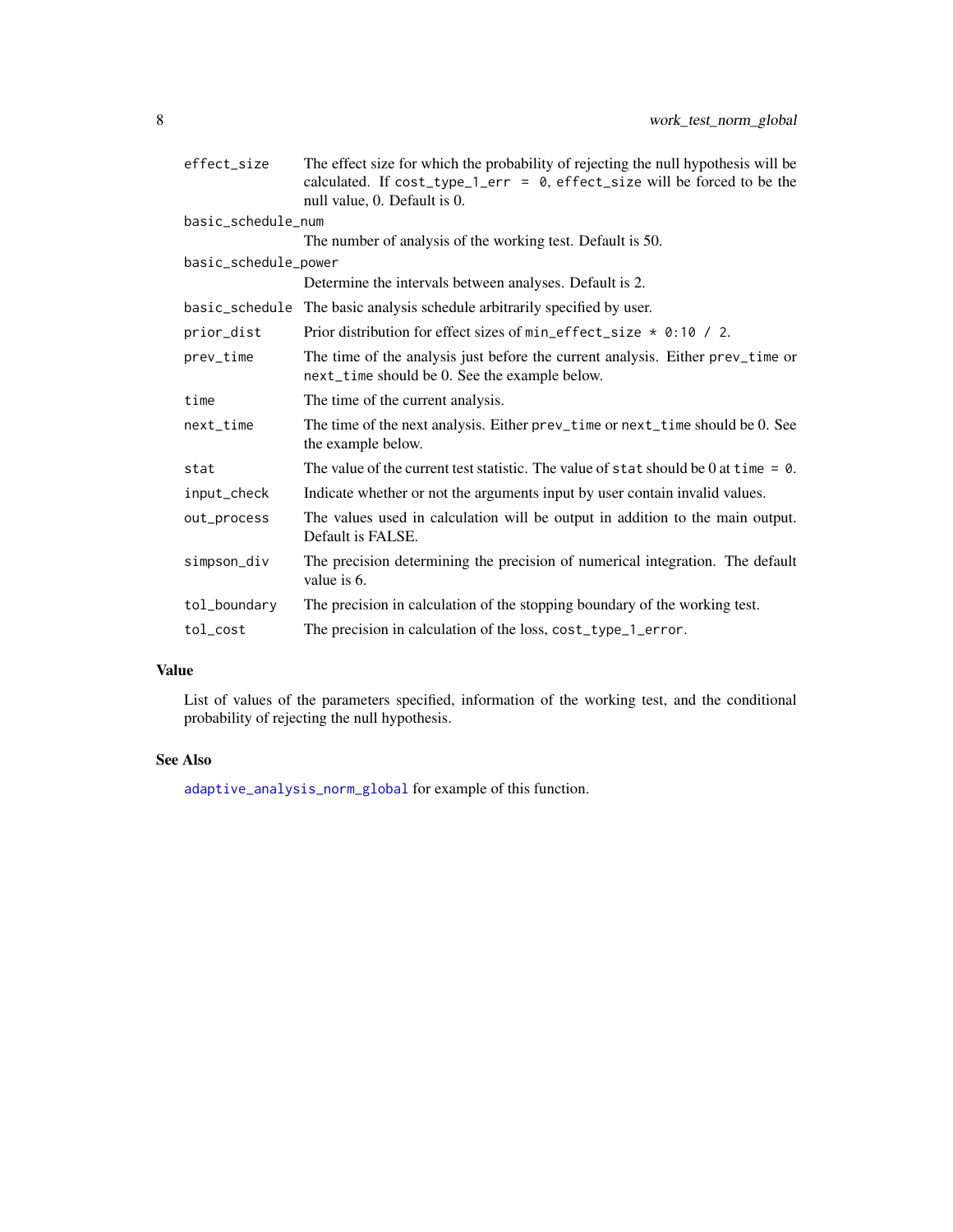| | |
|---|---|
| effect_size | The effect size for which the probability of rejecting the null hypothesis will be calculated. If cost_type_1_err = 0, effect_size will be forced to be the null value, 0. Default is 0. |
| basic_schedule_num | The number of analysis of the working test. Default is 50. |
| basic_schedule_power | Determine the intervals between analyses. Default is 2. |
| basic_schedule | The basic analysis schedule arbitrarily specified by user. |
| prior_dist | Prior distribution for effect sizes of min_effect_size * 0:10 / 2. |
| prev_time | The time of the analysis just before the current analysis. Either prev_time or next_time should be 0. See the example below. |
| time | The time of the current analysis. |
| next_time | The time of the next analysis. Either prev_time or next_time should be 0. See the example below. |
| stat | The value of the current test statistic. The value of stat should be 0 at time = 0. |
| input_check | Indicate whether or not the arguments input by user contain invalid values. |
| out_process | The values used in calculation will be output in addition to the main output. Default is FALSE. |
| simpson_div | The precision determining the precision of numerical integration. The default value is 6. |
| tol_boundary | The precision in calculation of the stopping boundary of the working test. |
| tol_cost | The precision in calculation of the loss, cost_type_1_error. |

## Value

List of values of the parameters specified, information of the working test, and the conditional probability of rejecting the null hypothesis.

## See Also

adaptive_analysis_norm_global for example of this function.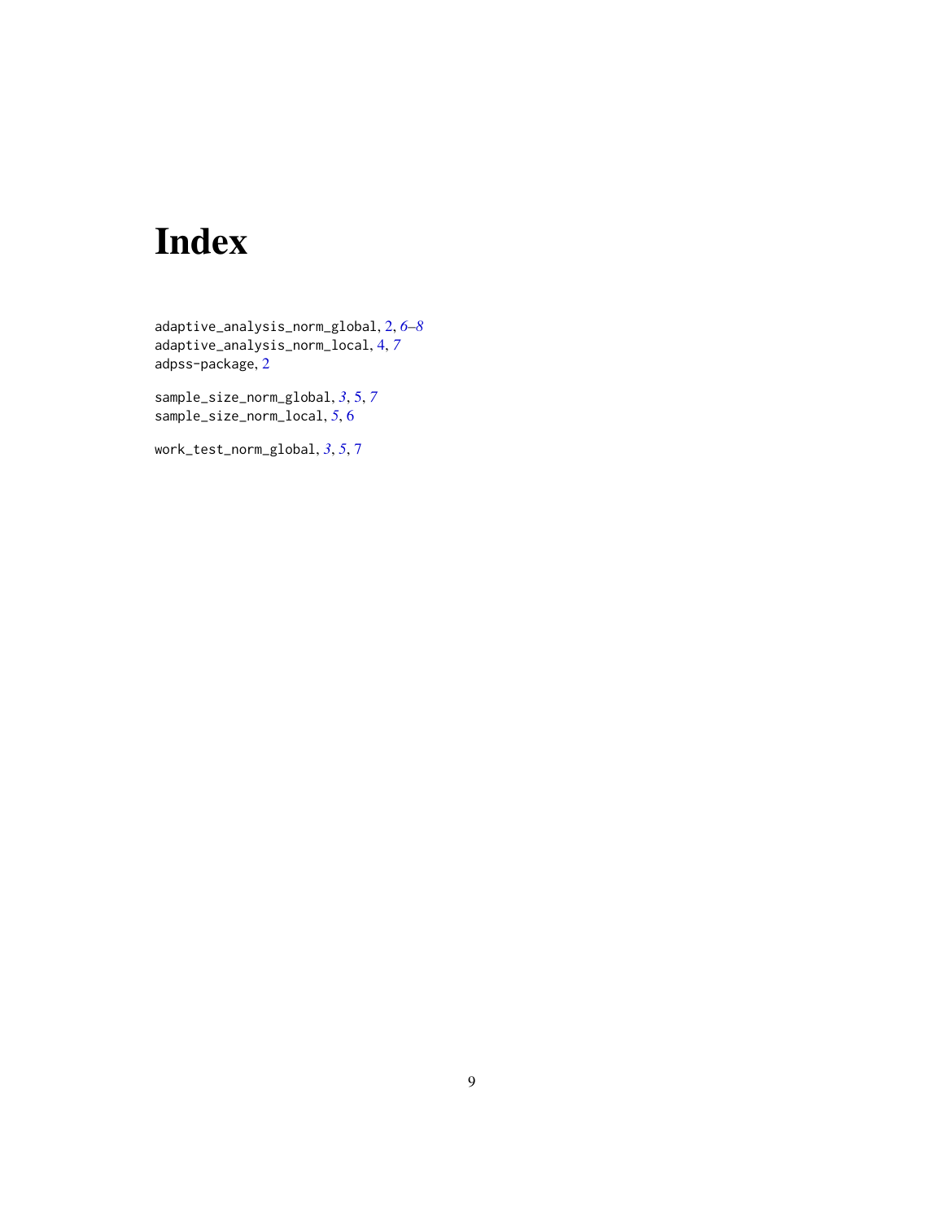# Index

adaptive_analysis_norm_global, 2, *6–8*
adaptive_analysis_norm_local, 4, *7*
adpss-package, 2

sample_size_norm_global, *3*, 5, *7*
sample_size_norm_local, *5*, 6

work_test_norm_global, *3*, *5*, 7